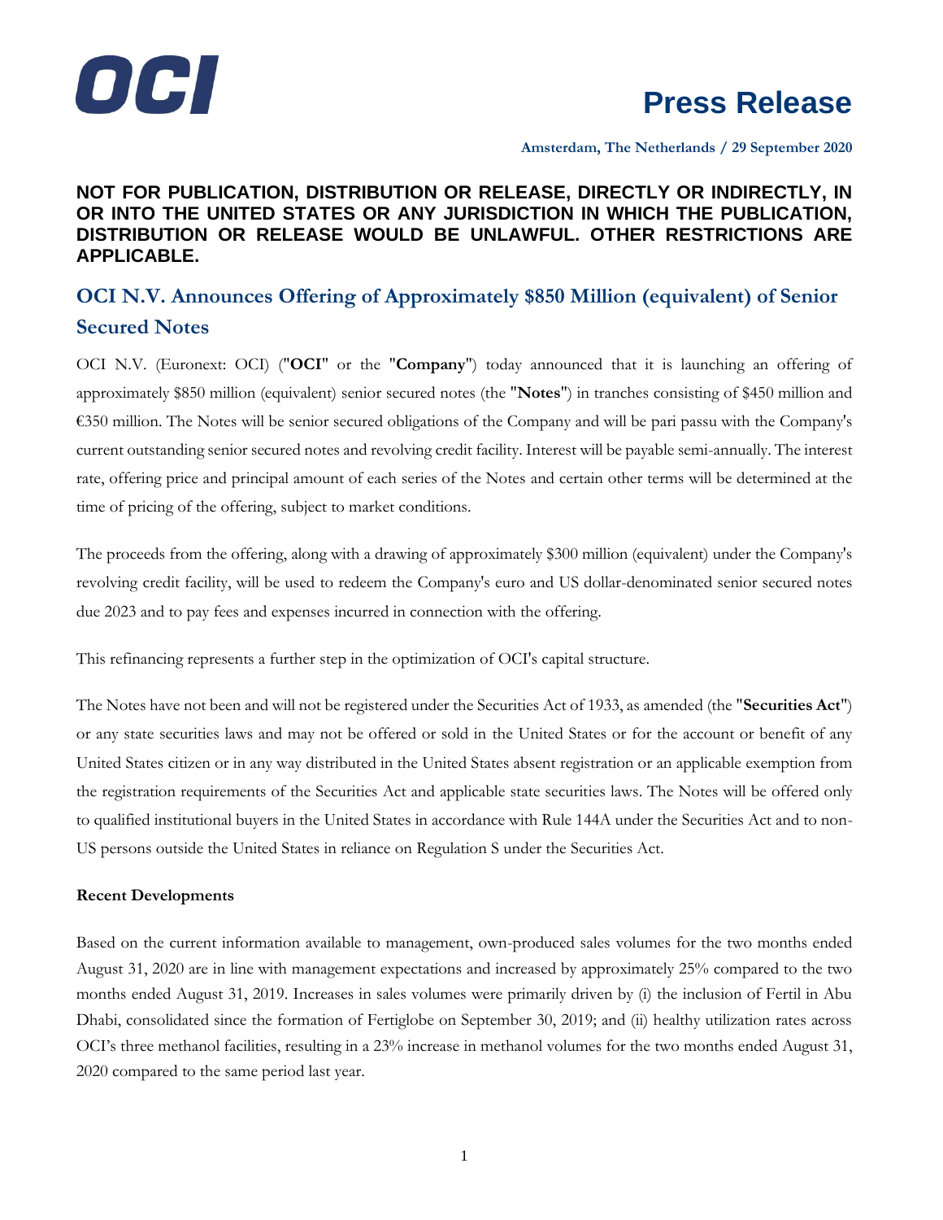OCI

# Press Release

**Amsterdam, The Netherlands / 29 September 2020**

**NOT FOR PUBLICATION, DISTRIBUTION OR RELEASE, DIRECTLY OR INDIRECTLY, IN OR INTO THE UNITED STATES OR ANY JURISDICTION IN WHICH THE PUBLICATION, DISTRIBUTION OR RELEASE WOULD BE UNLAWFUL. OTHER RESTRICTIONS ARE APPLICABLE.**

## OCI N.V. Announces Offering of Approximately $850 Million (equivalent) of Senior Secured Notes

OCI N.V. (Euronext: OCI) ("**OCI**" or the "**Company**") today announced that it is launching an offering of approximately $850 million (equivalent) senior secured notes (the "**Notes**") in tranches consisting of $450 million and €350 million. The Notes will be senior secured obligations of the Company and will be pari passu with the Company's current outstanding senior secured notes and revolving credit facility. Interest will be payable semi-annually. The interest rate, offering price and principal amount of each series of the Notes and certain other terms will be determined at the time of pricing of the offering, subject to market conditions.

The proceeds from the offering, along with a drawing of approximately $300 million (equivalent) under the Company's revolving credit facility, will be used to redeem the Company's euro and US dollar-denominated senior secured notes due 2023 and to pay fees and expenses incurred in connection with the offering.

This refinancing represents a further step in the optimization of OCI's capital structure.

The Notes have not been and will not be registered under the Securities Act of 1933, as amended (the "**Securities Act**") or any state securities laws and may not be offered or sold in the United States or for the account or benefit of any United States citizen or in any way distributed in the United States absent registration or an applicable exemption from the registration requirements of the Securities Act and applicable state securities laws. The Notes will be offered only to qualified institutional buyers in the United States in accordance with Rule 144A under the Securities Act and to non-US persons outside the United States in reliance on Regulation S under the Securities Act.

**Recent Developments**

Based on the current information available to management, own-produced sales volumes for the two months ended August 31, 2020 are in line with management expectations and increased by approximately 25% compared to the two months ended August 31, 2019. Increases in sales volumes were primarily driven by (i) the inclusion of Fertil in Abu Dhabi, consolidated since the formation of Fertiglobe on September 30, 2019; and (ii) healthy utilization rates across OCI's three methanol facilities, resulting in a 23% increase in methanol volumes for the two months ended August 31, 2020 compared to the same period last year.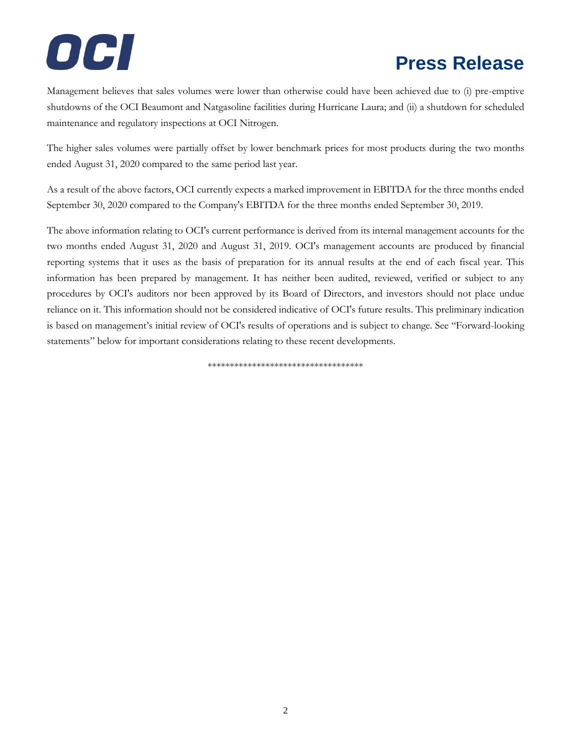Management believes that sales volumes were lower than otherwise could have been achieved due to (i) pre-emptive shutdowns of the OCI Beaumont and Natgasoline facilities during Hurricane Laura; and (ii) a shutdown for scheduled maintenance and regulatory inspections at OCI Nitrogen.

The higher sales volumes were partially offset by lower benchmark prices for most products during the two months ended August 31, 2020 compared to the same period last year.

As a result of the above factors, OCI currently expects a marked improvement in EBITDA for the three months ended September 30, 2020 compared to the Company's EBITDA for the three months ended September 30, 2019.

The above information relating to OCI's current performance is derived from its internal management accounts for the two months ended August 31, 2020 and August 31, 2019. OCI's management accounts are produced by financial reporting systems that it uses as the basis of preparation for its annual results at the end of each fiscal year. This information has been prepared by management. It has neither been audited, reviewed, verified or subject to any procedures by OCI's auditors nor been approved by its Board of Directors, and investors should not place undue reliance on it. This information should not be considered indicative of OCI's future results. This preliminary indication is based on management's initial review of OCI's results of operations and is subject to change. See "Forward-looking statements" below for important considerations relating to these recent developments.

\*\*\*\*\*\*\*\*\*\*\*\*\*\*\*\*\*\*\*\*\*\*\*\*\*\*\*\*\*\*\*\*\*\*\*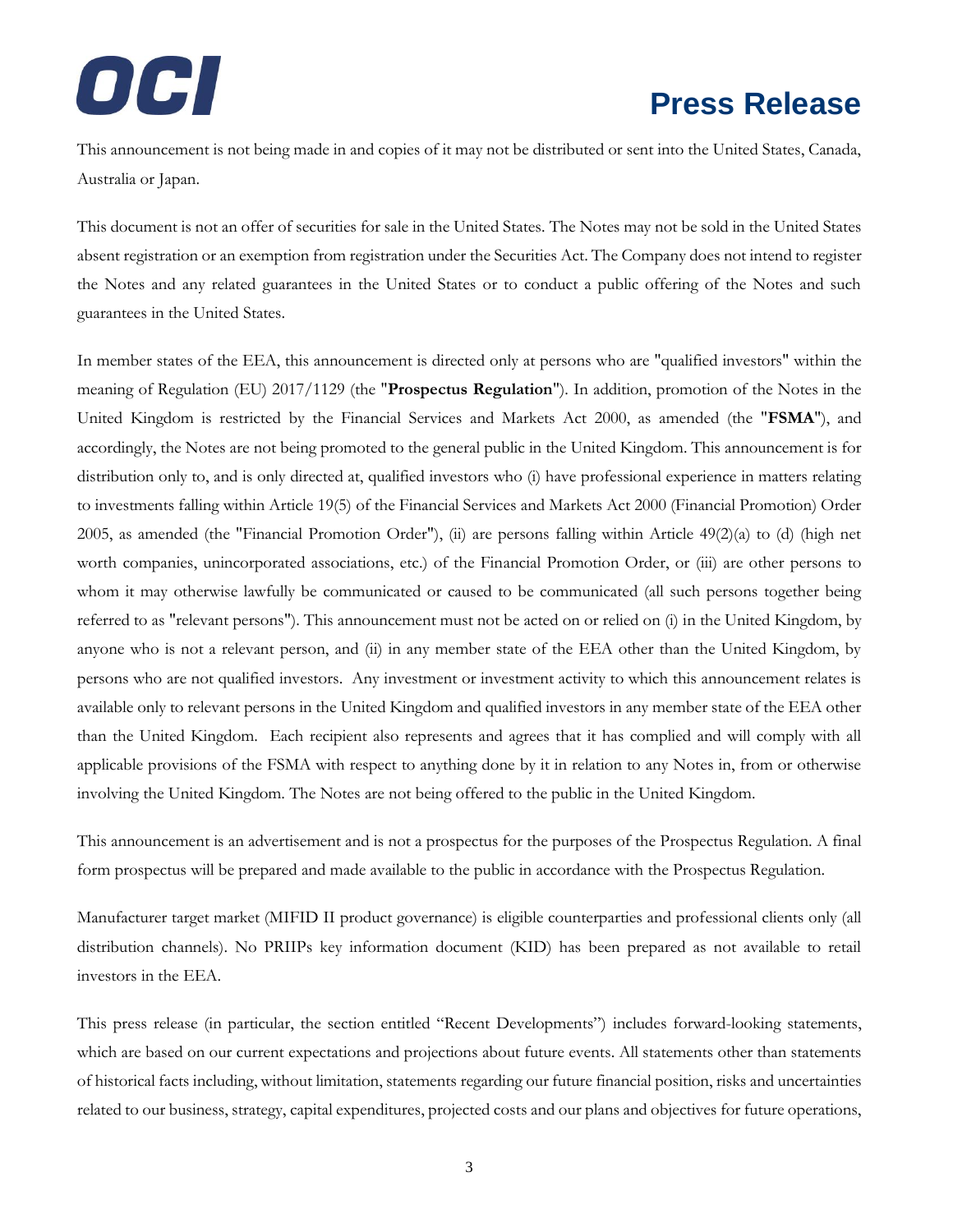This announcement is not being made in and copies of it may not be distributed or sent into the United States, Canada, Australia or Japan.

This document is not an offer of securities for sale in the United States. The Notes may not be sold in the United States absent registration or an exemption from registration under the Securities Act. The Company does not intend to register the Notes and any related guarantees in the United States or to conduct a public offering of the Notes and such guarantees in the United States.

In member states of the EEA, this announcement is directed only at persons who are "qualified investors" within the meaning of Regulation (EU) 2017/1129 (the "**Prospectus Regulation**"). In addition, promotion of the Notes in the United Kingdom is restricted by the Financial Services and Markets Act 2000, as amended (the "**FSMA**"), and accordingly, the Notes are not being promoted to the general public in the United Kingdom. This announcement is for distribution only to, and is only directed at, qualified investors who (i) have professional experience in matters relating to investments falling within Article 19(5) of the Financial Services and Markets Act 2000 (Financial Promotion) Order 2005, as amended (the "Financial Promotion Order"), (ii) are persons falling within Article 49(2)(a) to (d) (high net worth companies, unincorporated associations, etc.) of the Financial Promotion Order, or (iii) are other persons to whom it may otherwise lawfully be communicated or caused to be communicated (all such persons together being referred to as "relevant persons"). This announcement must not be acted on or relied on (i) in the United Kingdom, by anyone who is not a relevant person, and (ii) in any member state of the EEA other than the United Kingdom, by persons who are not qualified investors. Any investment or investment activity to which this announcement relates is available only to relevant persons in the United Kingdom and qualified investors in any member state of the EEA other than the United Kingdom. Each recipient also represents and agrees that it has complied and will comply with all applicable provisions of the FSMA with respect to anything done by it in relation to any Notes in, from or otherwise involving the United Kingdom. The Notes are not being offered to the public in the United Kingdom.

This announcement is an advertisement and is not a prospectus for the purposes of the Prospectus Regulation. A final form prospectus will be prepared and made available to the public in accordance with the Prospectus Regulation.

Manufacturer target market (MIFID II product governance) is eligible counterparties and professional clients only (all distribution channels). No PRIIPs key information document (KID) has been prepared as not available to retail investors in the EEA.

This press release (in particular, the section entitled "Recent Developments") includes forward-looking statements, which are based on our current expectations and projections about future events. All statements other than statements of historical facts including, without limitation, statements regarding our future financial position, risks and uncertainties related to our business, strategy, capital expenditures, projected costs and our plans and objectives for future operations,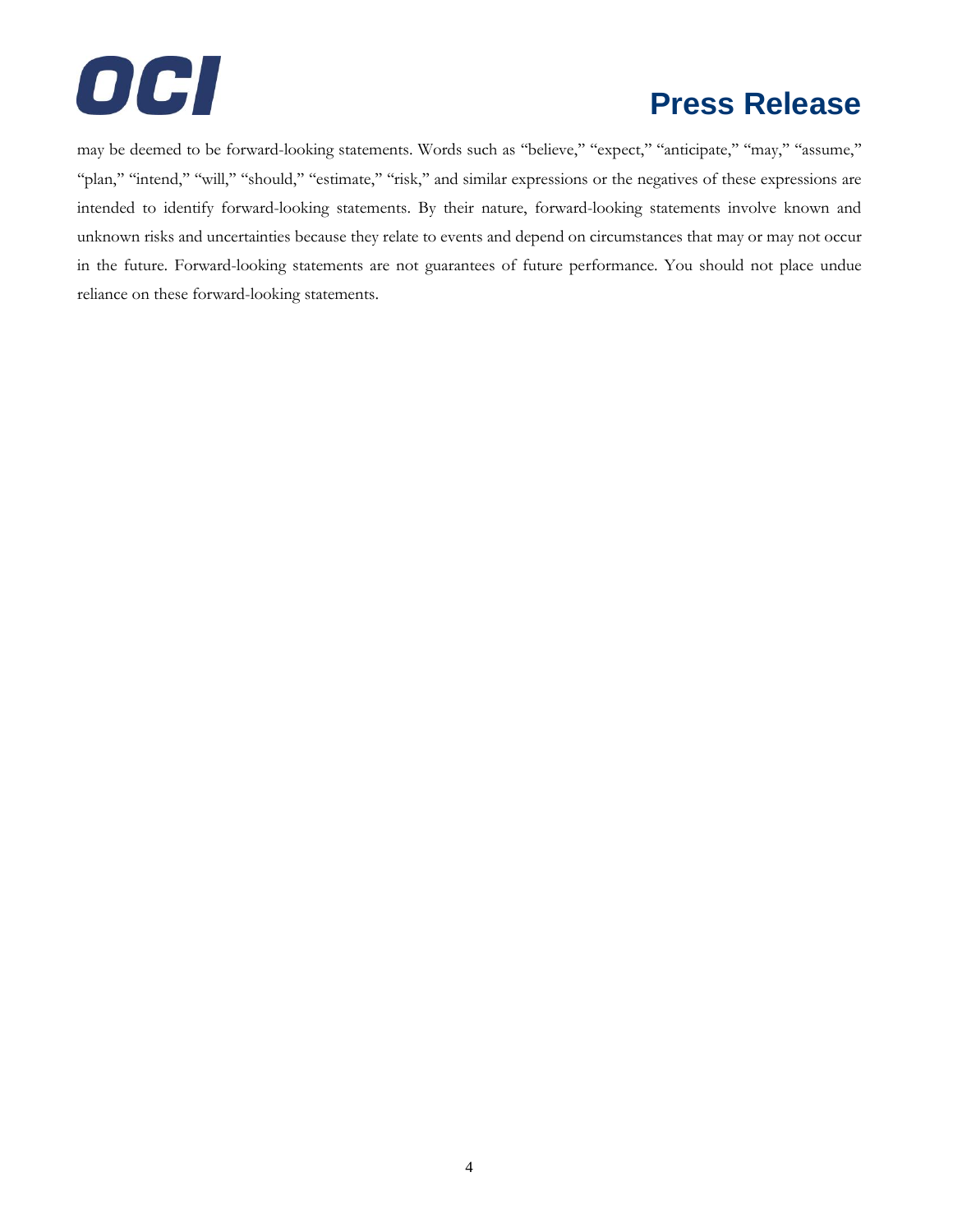may be deemed to be forward-looking statements. Words such as "believe," "expect," "anticipate," "may," "assume," "plan," "intend," "will," "should," "estimate," "risk," and similar expressions or the negatives of these expressions are intended to identify forward-looking statements. By their nature, forward-looking statements involve known and unknown risks and uncertainties because they relate to events and depend on circumstances that may or may not occur in the future. Forward-looking statements are not guarantees of future performance. You should not place undue reliance on these forward-looking statements.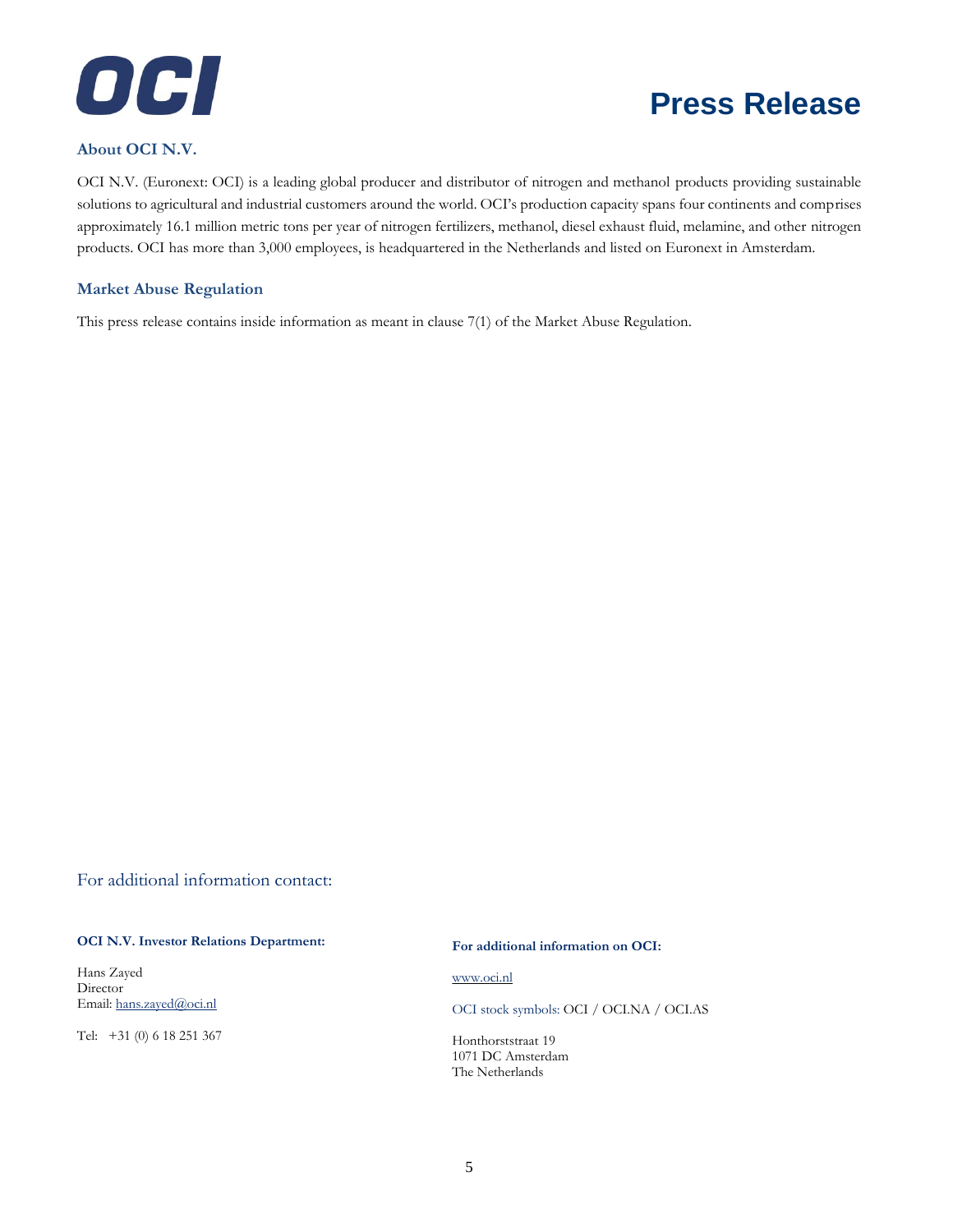## About OCI N.V.

OCI N.V. (Euronext: OCI) is a leading global producer and distributor of nitrogen and methanol products providing sustainable solutions to agricultural and industrial customers around the world. OCI's production capacity spans four continents and comprises approximately 16.1 million metric tons per year of nitrogen fertilizers, methanol, diesel exhaust fluid, melamine, and other nitrogen products. OCI has more than 3,000 employees, is headquartered in the Netherlands and listed on Euronext in Amsterdam.

## Market Abuse Regulation

This press release contains inside information as meant in clause 7(1) of the Market Abuse Regulation.

For additional information contact:

**OCI N.V. Investor Relations Department:**

Hans Zayed
Director
Email: hans.zayed@oci.nl

Tel: +31 (0) 6 18 251 367

**For additional information on OCI:**

www.oci.nl

OCI stock symbols: OCI / OCI.NA / OCI.AS

Honthorststraat 19
1071 DC Amsterdam
The Netherlands